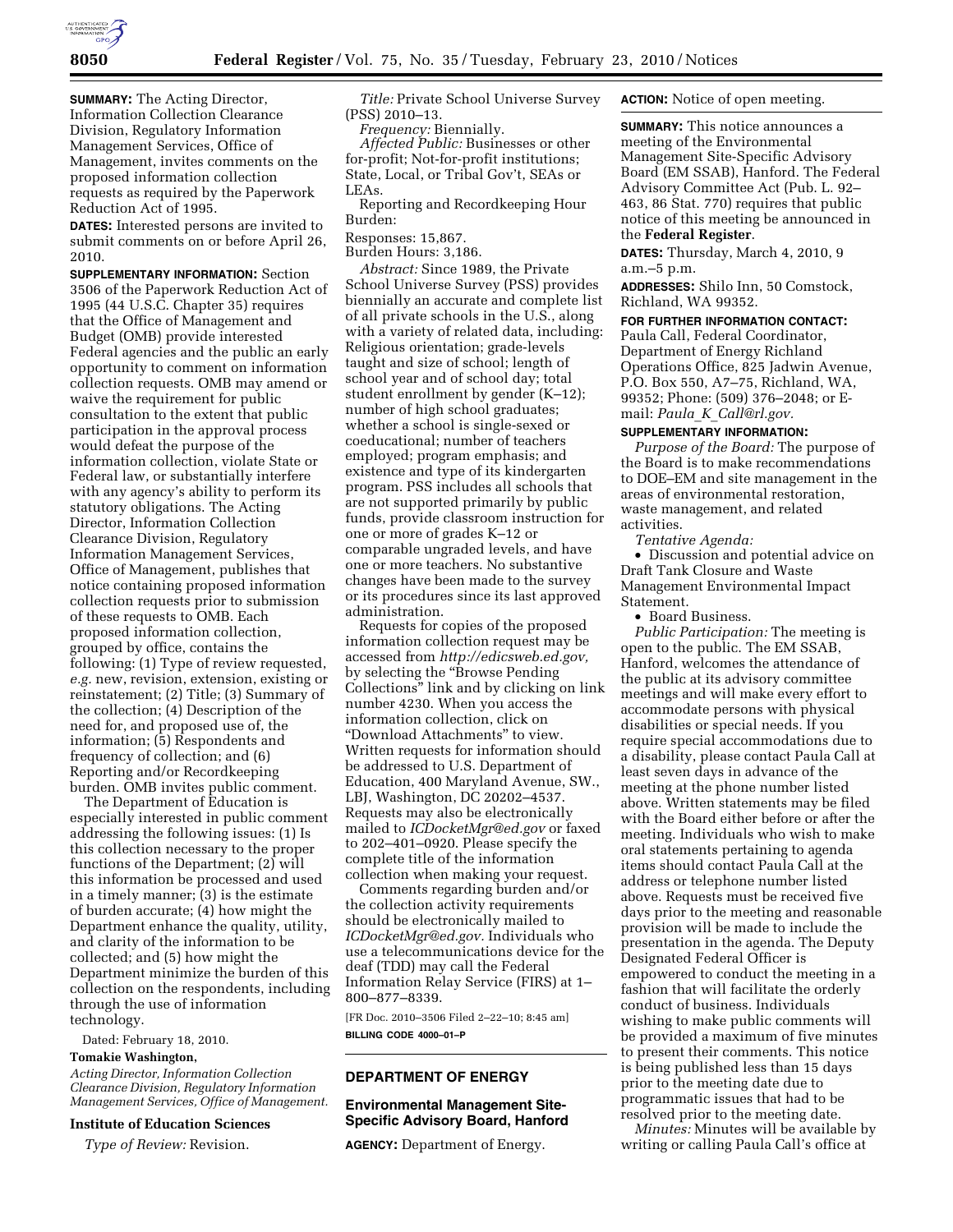**SUMMARY:** The Acting Director, Information Collection Clearance Division, Regulatory Information Management Services, Office of Management, invites comments on the proposed information collection requests as required by the Paperwork Reduction Act of 1995.

**DATES:** Interested persons are invited to submit comments on or before April 26, 2010.

**SUPPLEMENTARY INFORMATION:** Section 3506 of the Paperwork Reduction Act of 1995 (44 U.S.C. Chapter 35) requires that the Office of Management and Budget (OMB) provide interested Federal agencies and the public an early opportunity to comment on information collection requests. OMB may amend or waive the requirement for public consultation to the extent that public participation in the approval process would defeat the purpose of the information collection, violate State or Federal law, or substantially interfere with any agency's ability to perform its statutory obligations. The Acting Director, Information Collection Clearance Division, Regulatory Information Management Services, Office of Management, publishes that notice containing proposed information collection requests prior to submission of these requests to OMB. Each proposed information collection, grouped by office, contains the following: (1) Type of review requested, *e.g.* new, revision, extension, existing or reinstatement; (2) Title; (3) Summary of the collection; (4) Description of the need for, and proposed use of, the information; (5) Respondents and frequency of collection; and (6) Reporting and/or Recordkeeping burden. OMB invites public comment.

The Department of Education is especially interested in public comment addressing the following issues: (1) Is this collection necessary to the proper functions of the Department; (2) will this information be processed and used in a timely manner; (3) is the estimate of burden accurate; (4) how might the Department enhance the quality, utility, and clarity of the information to be collected; and (5) how might the Department minimize the burden of this collection on the respondents, including through the use of information technology.

Dated: February 18, 2010.

**Tomakie Washington,**

*Acting Director, Information Collection Clearance Division, Regulatory Information Management Services, Office of Management.*

**Institute of Education Sciences**

*Type of Review:* Revision.

*Title:* Private School Universe Survey (PSS) 2010–13.

*Frequency:* Biennially.

*Affected Public:* Businesses or other for-profit; Not-for-profit institutions; State, Local, or Tribal Gov't, SEAs or LEAs.

Reporting and Recordkeeping Hour Burden:

Responses: 15,867.

Burden Hours: 3,186.

*Abstract:* Since 1989, the Private School Universe Survey (PSS) provides biennially an accurate and complete list of all private schools in the U.S., along with a variety of related data, including: Religious orientation; grade-levels taught and size of school; length of school year and of school day; total student enrollment by gender (K–12); number of high school graduates; whether a school is single-sexed or coeducational; number of teachers employed; program emphasis; and existence and type of its kindergarten program. PSS includes all schools that are not supported primarily by public funds, provide classroom instruction for one or more of grades K–12 or comparable ungraded levels, and have one or more teachers. No substantive changes have been made to the survey or its procedures since its last approved administration.

Requests for copies of the proposed information collection request may be accessed from *http://edicsweb.ed.gov,* by selecting the "Browse Pending Collections" link and by clicking on link number 4230. When you access the information collection, click on "Download Attachments" to view. Written requests for information should be addressed to U.S. Department of Education, 400 Maryland Avenue, SW., LBJ, Washington, DC 20202–4537. Requests may also be electronically mailed to *ICDocketMgr@ed.gov* or faxed to 202–401–0920. Please specify the complete title of the information collection when making your request.

Comments regarding burden and/or the collection activity requirements should be electronically mailed to *ICDocketMgr@ed.gov.* Individuals who use a telecommunications device for the deaf (TDD) may call the Federal Information Relay Service (FIRS) at 1–800–877–8339.

[FR Doc. 2010–3506 Filed 2–22–10; 8:45 am]

**BILLING CODE 4000–01–P**

## DEPARTMENT OF ENERGY

### Environmental Management Site-Specific Advisory Board, Hanford

**AGENCY:** Department of Energy.

**ACTION:** Notice of open meeting.

**SUMMARY:** This notice announces a meeting of the Environmental Management Site-Specific Advisory Board (EM SSAB), Hanford. The Federal Advisory Committee Act (Pub. L. 92–463, 86 Stat. 770) requires that public notice of this meeting be announced in the **Federal Register**.

**DATES:** Thursday, March 4, 2010, 9 a.m.–5 p.m.

**ADDRESSES:** Shilo Inn, 50 Comstock, Richland, WA 99352.

**FOR FURTHER INFORMATION CONTACT:** Paula Call, Federal Coordinator, Department of Energy Richland Operations Office, 825 Jadwin Avenue, P.O. Box 550, A7–75, Richland, WA, 99352; Phone: (509) 376–2048; or E-mail: *Paula_K_Call@rl.gov.*

**SUPPLEMENTARY INFORMATION:**

*Purpose of the Board:* The purpose of the Board is to make recommendations to DOE–EM and site management in the areas of environmental restoration, waste management, and related activities.

*Tentative Agenda:*

- Discussion and potential advice on Draft Tank Closure and Waste Management Environmental Impact Statement.
- Board Business.

*Public Participation:* The meeting is open to the public. The EM SSAB, Hanford, welcomes the attendance of the public at its advisory committee meetings and will make every effort to accommodate persons with physical disabilities or special needs. If you require special accommodations due to a disability, please contact Paula Call at least seven days in advance of the meeting at the phone number listed above. Written statements may be filed with the Board either before or after the meeting. Individuals who wish to make oral statements pertaining to agenda items should contact Paula Call at the address or telephone number listed above. Requests must be received five days prior to the meeting and reasonable provision will be made to include the presentation in the agenda. The Deputy Designated Federal Officer is empowered to conduct the meeting in a fashion that will facilitate the orderly conduct of business. Individuals wishing to make public comments will be provided a maximum of five minutes to present their comments. This notice is being published less than 15 days prior to the meeting date due to programmatic issues that had to be resolved prior to the meeting date.

*Minutes:* Minutes will be available by writing or calling Paula Call's office at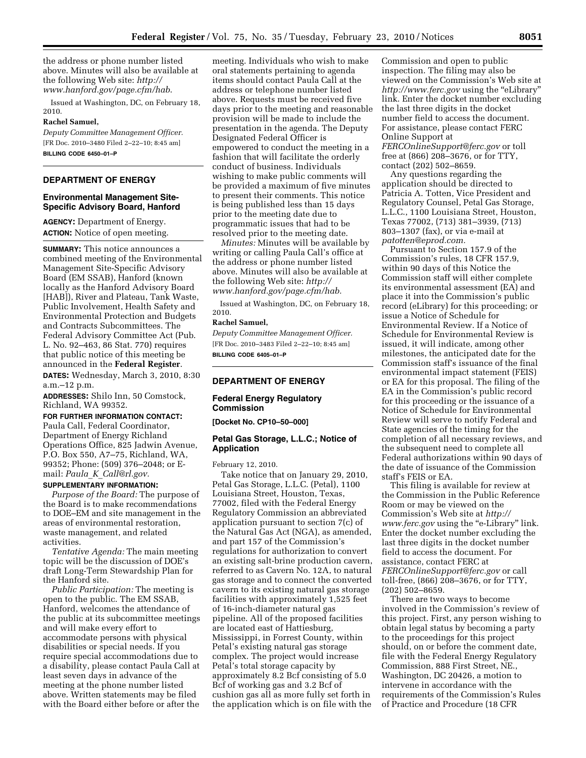the address or phone number listed above. Minutes will also be available at the following Web site: *http://www.hanford.gov/page.cfm/hab*.

Issued at Washington, DC, on February 18, 2010.

**Rachel Samuel,**

*Deputy Committee Management Officer.*

[FR Doc. 2010–3480 Filed 2–22–10; 8:45 am]

**BILLING CODE 6450–01–P**

## DEPARTMENT OF ENERGY

### Environmental Management Site-Specific Advisory Board, Hanford

**AGENCY:** Department of Energy.

**ACTION:** Notice of open meeting.

**SUMMARY:** This notice announces a combined meeting of the Environmental Management Site-Specific Advisory Board (EM SSAB), Hanford (known locally as the Hanford Advisory Board [HAB]), River and Plateau, Tank Waste, Public Involvement, Health Safety and Environmental Protection and Budgets and Contracts Subcommittees. The Federal Advisory Committee Act (Pub. L. No. 92–463, 86 Stat. 770) requires that public notice of this meeting be announced in the **Federal Register**.

**DATES:** Wednesday, March 3, 2010, 8:30 a.m.–12 p.m.

**ADDRESSES:** Shilo Inn, 50 Comstock, Richland, WA 99352.

**FOR FURTHER INFORMATION CONTACT:** Paula Call, Federal Coordinator, Department of Energy Richland Operations Office, 825 Jadwin Avenue, P.O. Box 550, A7–75, Richland, WA, 99352; Phone: (509) 376–2048; or E-mail: *Paula_K_Call@rl.gov.*

**SUPPLEMENTARY INFORMATION:**

*Purpose of the Board:* The purpose of the Board is to make recommendations to DOE–EM and site management in the areas of environmental restoration, waste management, and related activities.

*Tentative Agenda:* The main meeting topic will be the discussion of DOE's draft Long-Term Stewardship Plan for the Hanford site.

*Public Participation:* The meeting is open to the public. The EM SSAB, Hanford, welcomes the attendance of the public at its subcommittee meetings and will make every effort to accommodate persons with physical disabilities or special needs. If you require special accommodations due to a disability, please contact Paula Call at least seven days in advance of the meeting at the phone number listed above. Written statements may be filed with the Board either before or after the meeting. Individuals who wish to make oral statements pertaining to agenda items should contact Paula Call at the address or telephone number listed above. Requests must be received five days prior to the meeting and reasonable provision will be made to include the presentation in the agenda. The Deputy Designated Federal Officer is empowered to conduct the meeting in a fashion that will facilitate the orderly conduct of business. Individuals wishing to make public comments will be provided a maximum of five minutes to present their comments. This notice is being published less than 15 days prior to the meeting date due to programmatic issues that had to be resolved prior to the meeting date.

*Minutes:* Minutes will be available by writing or calling Paula Call's office at the address or phone number listed above. Minutes will also be available at the following Web site: *http://www.hanford.gov/page.cfm/hab.*

Issued at Washington, DC, on February 18, 2010.

**Rachel Samuel,**

*Deputy Committee Management Officer.*

[FR Doc. 2010–3483 Filed 2–22–10; 8:45 am]

**BILLING CODE 6405–01–P**

## DEPARTMENT OF ENERGY

### Federal Energy Regulatory Commission

**[Docket No. CP10–50–000]**

### Petal Gas Storage, L.L.C.; Notice of Application

February 12, 2010.

Take notice that on January 29, 2010, Petal Gas Storage, L.L.C. (Petal), 1100 Louisiana Street, Houston, Texas, 77002, filed with the Federal Energy Regulatory Commission an abbreviated application pursuant to section 7(c) of the Natural Gas Act (NGA), as amended, and part 157 of the Commission's regulations for authorization to convert an existing salt-brine production cavern, referred to as Cavern No. 12A, to natural gas storage and to connect the converted cavern to its existing natural gas storage facilities with approximately 1,525 feet of 16-inch-diameter natural gas pipeline. All of the proposed facilities are located east of Hattiesburg, Mississippi, in Forrest County, within Petal's existing natural gas storage complex. The project would increase Petal's total storage capacity by approximately 8.2 Bcf consisting of 5.0 Bcf of working gas and 3.2 Bcf of cushion gas all as more fully set forth in the application which is on file with the Commission and open to public inspection. The filing may also be viewed on the Commission's Web site at *http://www.ferc.gov* using the "eLibrary" link. Enter the docket number excluding the last three digits in the docket number field to access the document. For assistance, please contact FERC Online Support at *FERCOnlineSupport@ferc.gov* or toll free at (866) 208–3676, or for TTY, contact (202) 502–8659.

Any questions regarding the application should be directed to Patricia A. Totten, Vice President and Regulatory Counsel, Petal Gas Storage, L.L.C., 1100 Louisiana Street, Houston, Texas 77002, (713) 381–3939, (713) 803–1307 (fax), or via e-mail at *patotten@eprod.com.*

Pursuant to Section 157.9 of the Commission's rules, 18 CFR 157.9, within 90 days of this Notice the Commission staff will either complete its environmental assessment (EA) and place it into the Commission's public record (eLibrary) for this proceeding; or issue a Notice of Schedule for Environmental Review. If a Notice of Schedule for Environmental Review is issued, it will indicate, among other milestones, the anticipated date for the Commission staff's issuance of the final environmental impact statement (FEIS) or EA for this proposal. The filing of the EA in the Commission's public record for this proceeding or the issuance of a Notice of Schedule for Environmental Review will serve to notify Federal and State agencies of the timing for the completion of all necessary reviews, and the subsequent need to complete all Federal authorizations within 90 days of the date of issuance of the Commission staff's FEIS or EA.

This filing is available for review at the Commission in the Public Reference Room or may be viewed on the Commission's Web site at *http://www.ferc.gov* using the "e-Library" link. Enter the docket number excluding the last three digits in the docket number field to access the document. For assistance, contact FERC at *FERCOnlineSupport@ferc.gov* or call toll-free, (866) 208–3676, or for TTY, (202) 502–8659.

There are two ways to become involved in the Commission's review of this project. First, any person wishing to obtain legal status by becoming a party to the proceedings for this project should, on or before the comment date, file with the Federal Energy Regulatory Commission, 888 First Street, NE., Washington, DC 20426, a motion to intervene in accordance with the requirements of the Commission's Rules of Practice and Procedure (18 CFR